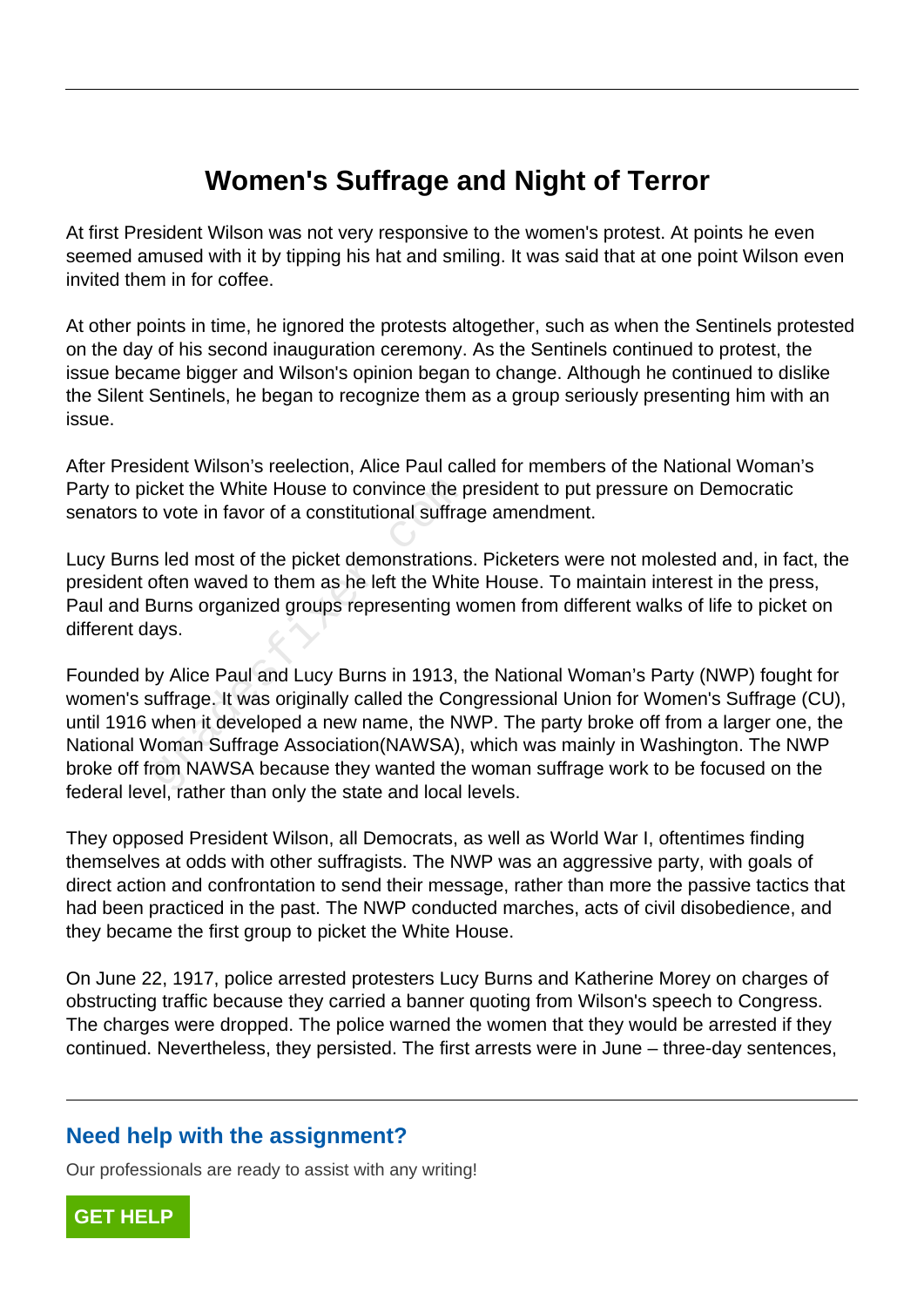# Women's Suffrage and Night of Terror

At first President Wilson was not very responsive to the women's protest. At points he even seemed amused with it by tipping his hat and smiling. It was said that at one point Wilson even invited them in for coffee.

At other points in time, he ignored the protests altogether, such as when the Sentinels protested on the day of his second inauguration ceremony. As the Sentinels continued to protest, the issue became bigger and Wilson's opinion began to change. Although he continued to dislike the Silent Sentinels, he began to recognize them as a group seriously presenting him with an issue.

After President Wilson's reelection, Alice Paul called for members of the National Woman's Party to picket the White House to convince the president to put pressure on Democratic senators to vote in favor of a constitutional suffrage amendment.

Lucy Burns led most of the picket demonstrations. Picketers were not molested and, in fact, the president often waved to them as he left the White House. To maintain interest in the press, Paul and Burns organized groups representing women from different walks of life to picket on different days.

Founded by Alice Paul and Lucy Burns in 1913, the National Woman's Party (NWP) fought for women's suffrage. It was originally called the Congressional Union for Women's Suffrage (CU), until 1916 when it developed a new name, the NWP. The party broke off from a larger one, the National Woman Suffrage Association(NAWSA), which was mainly in Washington. The NWP broke off from NAWSA because they wanted the woman suffrage work to be focused on the federal level, rather than only the state and local levels.

They opposed President Wilson, all Democrats, as well as World War I, oftentimes finding themselves at odds with other suffragists. The NWP was an aggressive party, with goals of direct action and confrontation to send their message, rather than more the passive tactics that had been practiced in the past. The NWP conducted marches, acts of civil disobedience, and they became the first group to picket the White House.

On June 22, 1917, police arrested protesters Lucy Burns and Katherine Morey on charges of obstructing traffic because they carried a banner quoting from Wilson's speech to Congress. The charges were dropped. The police warned the women that they would be arrested if they continued. Nevertheless, they persisted. The first arrests were in June – three-day sentences,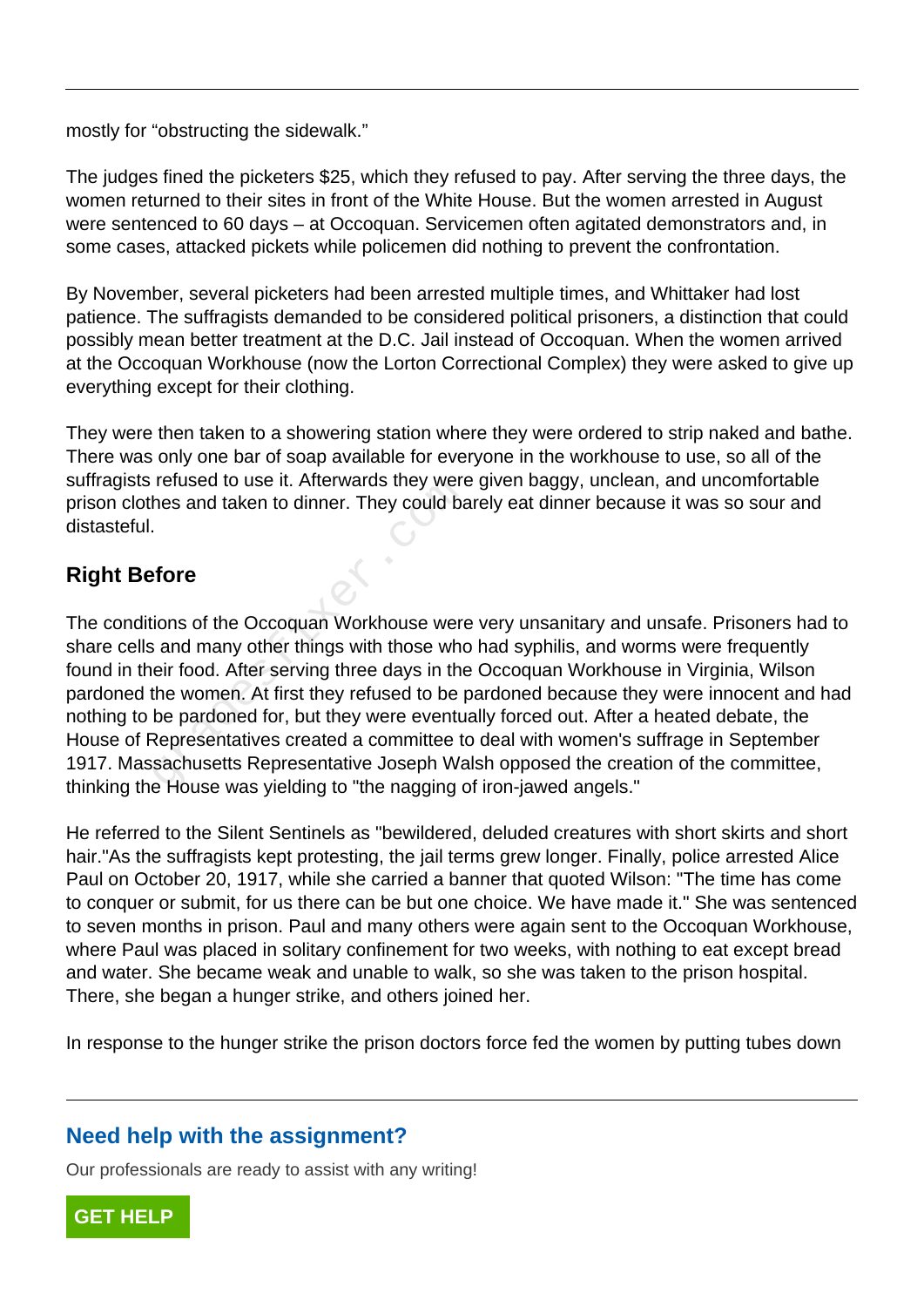mostly for “obstructing the sidewalk.”

The judges fined the picketers $25, which they refused to pay. After serving the three days, the women returned to their sites in front of the White House. But the women arrested in August were sentenced to 60 days – at Occoquan. Servicemen often agitated demonstrators and, in some cases, attacked pickets while policemen did nothing to prevent the confrontation.

By November, several picketers had been arrested multiple times, and Whittaker had lost patience. The suffragists demanded to be considered political prisoners, a distinction that could possibly mean better treatment at the D.C. Jail instead of Occoquan. When the women arrived at the Occoquan Workhouse (now the Lorton Correctional Complex) they were asked to give up everything except for their clothing.

They were then taken to a showering station where they were ordered to strip naked and bathe. There was only one bar of soap available for everyone in the workhouse to use, so all of the suffragists refused to use it. Afterwards they were given baggy, unclean, and uncomfortable prison clothes and taken to dinner. They could barely eat dinner because it was so sour and distasteful.

## Right Before

The conditions of the Occoquan Workhouse were very unsanitary and unsafe. Prisoners had to share cells and many other things with those who had syphilis, and worms were frequently found in their food. After serving three days in the Occoquan Workhouse in Virginia, Wilson pardoned the women. At first they refused to be pardoned because they were innocent and had nothing to be pardoned for, but they were eventually forced out. After a heated debate, the House of Representatives created a committee to deal with women's suffrage in September 1917. Massachusetts Representative Joseph Walsh opposed the creation of the committee, thinking the House was yielding to "the nagging of iron-jawed angels."

He referred to the Silent Sentinels as "bewildered, deluded creatures with short skirts and short hair."As the suffragists kept protesting, the jail terms grew longer. Finally, police arrested Alice Paul on October 20, 1917, while she carried a banner that quoted Wilson: "The time has come to conquer or submit, for us there can be but one choice. We have made it." She was sentenced to seven months in prison. Paul and many others were again sent to the Occoquan Workhouse, where Paul was placed in solitary confinement for two weeks, with nothing to eat except bread and water. She became weak and unable to walk, so she was taken to the prison hospital. There, she began a hunger strike, and others joined her.

In response to the hunger strike the prison doctors force fed the women by putting tubes down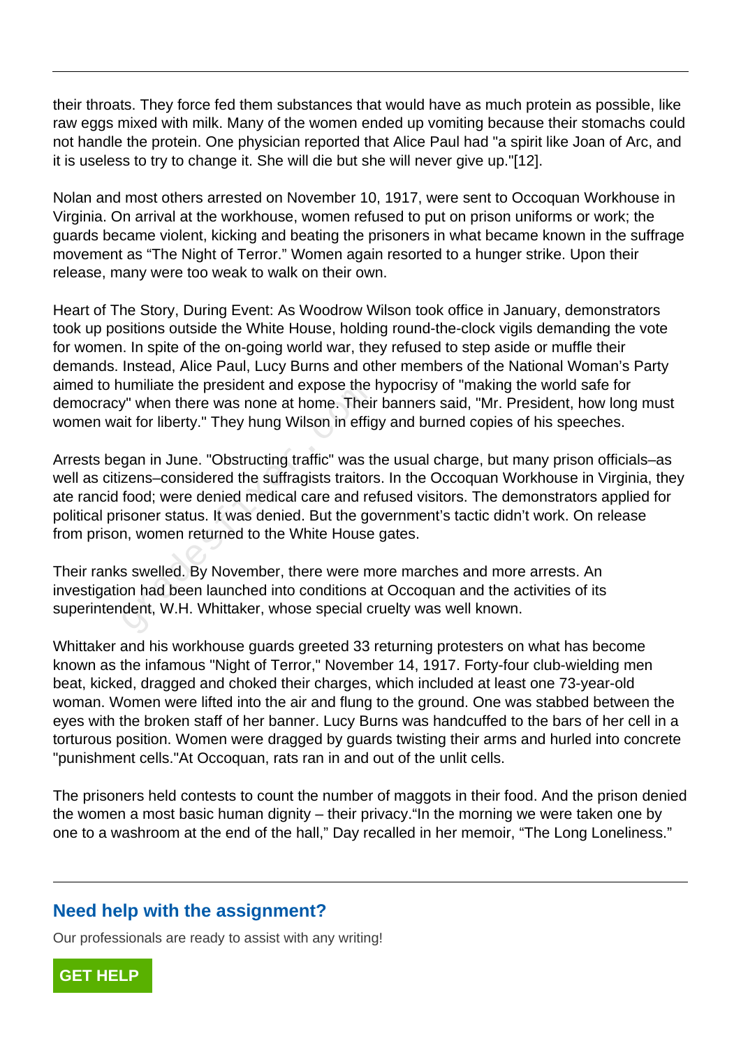their throats. They force fed them substances that would have as much protein as possible, like raw eggs mixed with milk. Many of the women ended up vomiting because their stomachs could not handle the protein. One physician reported that Alice Paul had "a spirit like Joan of Arc, and it is useless to try to change it. She will die but she will never give up."[12].

Nolan and most others arrested on November 10, 1917, were sent to Occoquan Workhouse in Virginia. On arrival at the workhouse, women refused to put on prison uniforms or work; the guards became violent, kicking and beating the prisoners in what became known in the suffrage movement as “The Night of Terror.” Women again resorted to a hunger strike. Upon their release, many were too weak to walk on their own.

Heart of The Story, During Event: As Woodrow Wilson took office in January, demonstrators took up positions outside the White House, holding round-the-clock vigils demanding the vote for women. In spite of the on-going world war, they refused to step aside or muffle their demands. Instead, Alice Paul, Lucy Burns and other members of the National Woman’s Party aimed to humiliate the president and expose the hypocrisy of "making the world safe for democracy" when there was none at home. Their banners said, "Mr. President, how long must women wait for liberty." They hung Wilson in effigy and burned copies of his speeches.

Arrests began in June. "Obstructing traffic" was the usual charge, but many prison officials–as well as citizens–considered the suffragists traitors. In the Occoquan Workhouse in Virginia, they ate rancid food; were denied medical care and refused visitors. The demonstrators applied for political prisoner status. It was denied. But the government’s tactic didn’t work. On release from prison, women returned to the White House gates.

Their ranks swelled. By November, there were more marches and more arrests. An investigation had been launched into conditions at Occoquan and the activities of its superintendent, W.H. Whittaker, whose special cruelty was well known.

Whittaker and his workhouse guards greeted 33 returning protesters on what has become known as the infamous "Night of Terror," November 14, 1917. Forty-four club-wielding men beat, kicked, dragged and choked their charges, which included at least one 73-year-old woman. Women were lifted into the air and flung to the ground. One was stabbed between the eyes with the broken staff of her banner. Lucy Burns was handcuffed to the bars of her cell in a torturous position. Women were dragged by guards twisting their arms and hurled into concrete "punishment cells."At Occoquan, rats ran in and out of the unlit cells.

The prisoners held contests to count the number of maggots in their food. And the prison denied the women a most basic human dignity – their privacy.“In the morning we were taken one by one to a washroom at the end of the hall,” Day recalled in her memoir, “The Long Loneliness.”

## Need help with the assignment?

Our professionals are ready to assist with any writing!

GET HELP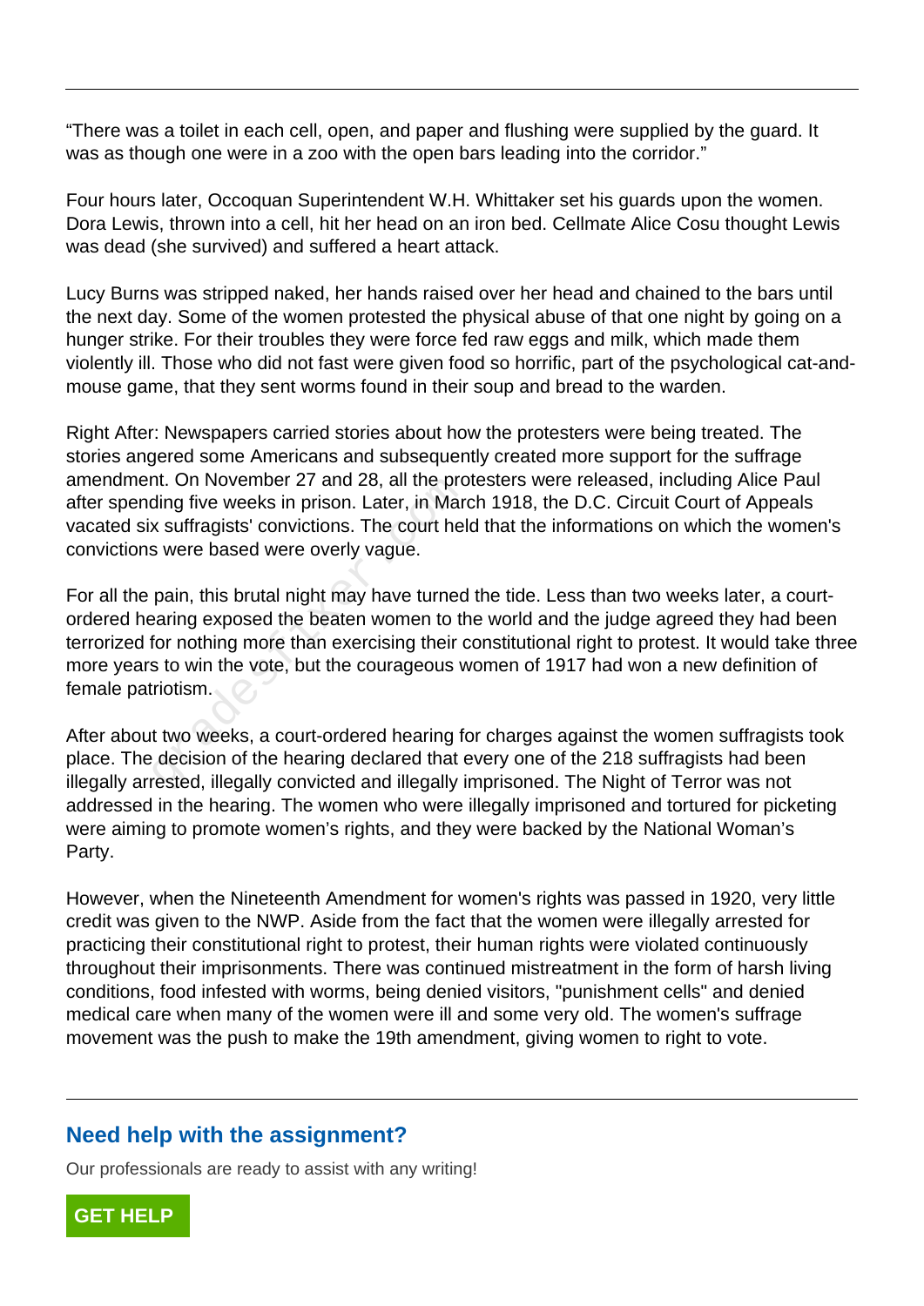"There was a toilet in each cell, open, and paper and flushing were supplied by the guard. It was as though one were in a zoo with the open bars leading into the corridor."

Four hours later, Occoquan Superintendent W.H. Whittaker set his guards upon the women. Dora Lewis, thrown into a cell, hit her head on an iron bed. Cellmate Alice Cosu thought Lewis was dead (she survived) and suffered a heart attack.

Lucy Burns was stripped naked, her hands raised over her head and chained to the bars until the next day. Some of the women protested the physical abuse of that one night by going on a hunger strike. For their troubles they were force fed raw eggs and milk, which made them violently ill. Those who did not fast were given food so horrific, part of the psychological cat-and-mouse game, that they sent worms found in their soup and bread to the warden.

Right After: Newspapers carried stories about how the protesters were being treated. The stories angered some Americans and subsequently created more support for the suffrage amendment. On November 27 and 28, all the protesters were released, including Alice Paul after spending five weeks in prison. Later, in March 1918, the D.C. Circuit Court of Appeals vacated six suffragists' convictions. The court held that the informations on which the women's convictions were based were overly vague.

For all the pain, this brutal night may have turned the tide. Less than two weeks later, a court-ordered hearing exposed the beaten women to the world and the judge agreed they had been terrorized for nothing more than exercising their constitutional right to protest. It would take three more years to win the vote, but the courageous women of 1917 had won a new definition of female patriotism.

After about two weeks, a court-ordered hearing for charges against the women suffragists took place. The decision of the hearing declared that every one of the 218 suffragists had been illegally arrested, illegally convicted and illegally imprisoned. The Night of Terror was not addressed in the hearing. The women who were illegally imprisoned and tortured for picketing were aiming to promote women's rights, and they were backed by the National Woman's Party.

However, when the Nineteenth Amendment for women's rights was passed in 1920, very little credit was given to the NWP. Aside from the fact that the women were illegally arrested for practicing their constitutional right to protest, their human rights were violated continuously throughout their imprisonments. There was continued mistreatment in the form of harsh living conditions, food infested with worms, being denied visitors, "punishment cells" and denied medical care when many of the women were ill and some very old. The women's suffrage movement was the push to make the 19th amendment, giving women to right to vote.

## Need help with the assignment?

Our professionals are ready to assist with any writing!

**GET HELP**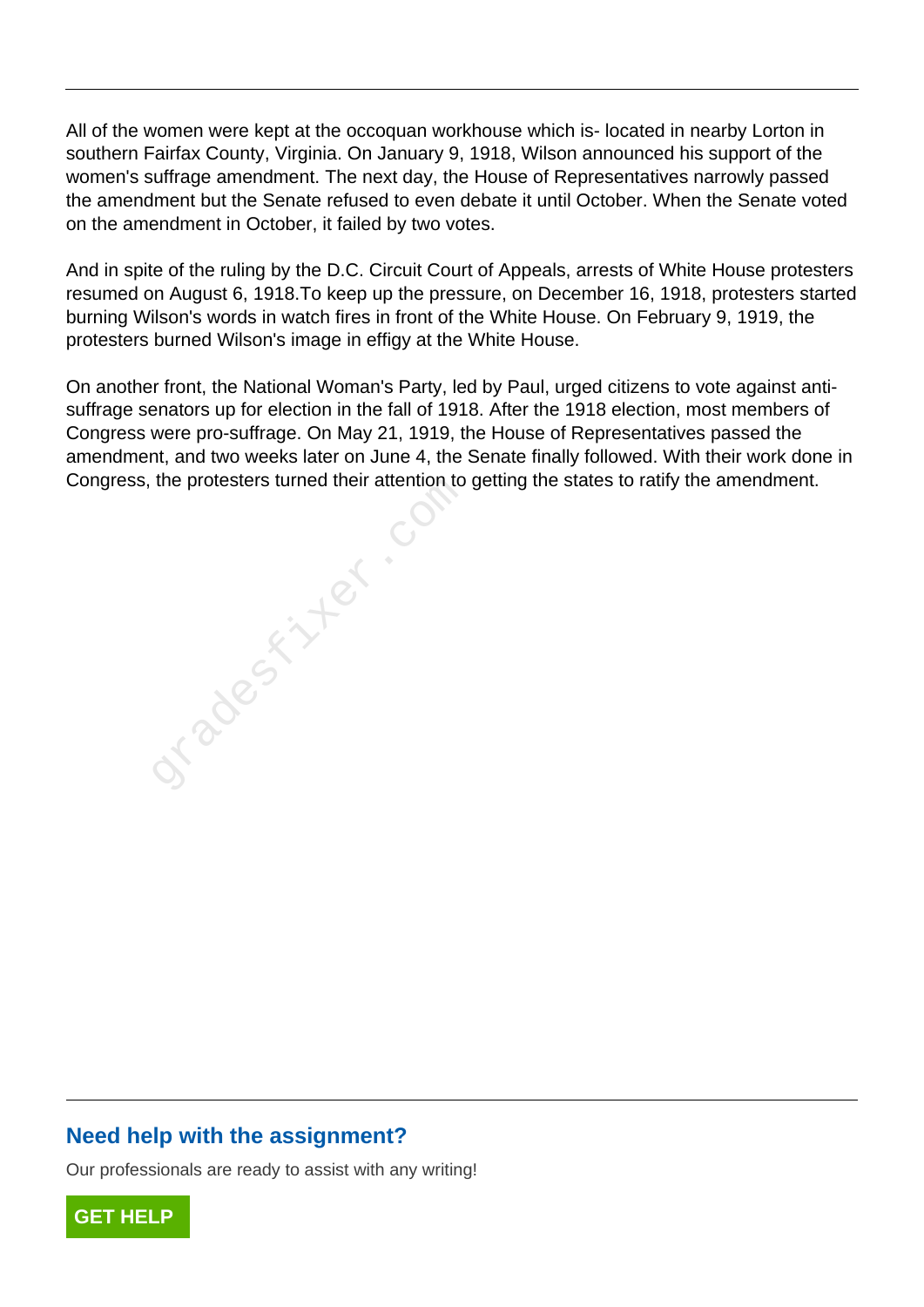All of the women were kept at the occoquan workhouse which is- located in nearby Lorton in southern Fairfax County, Virginia. On January 9, 1918, Wilson announced his support of the women's suffrage amendment. The next day, the House of Representatives narrowly passed the amendment but the Senate refused to even debate it until October. When the Senate voted on the amendment in October, it failed by two votes.

And in spite of the ruling by the D.C. Circuit Court of Appeals, arrests of White House protesters resumed on August 6, 1918.To keep up the pressure, on December 16, 1918, protesters started burning Wilson's words in watch fires in front of the White House. On February 9, 1919, the protesters burned Wilson's image in effigy at the White House.

On another front, the National Woman's Party, led by Paul, urged citizens to vote against anti-suffrage senators up for election in the fall of 1918. After the 1918 election, most members of Congress were pro-suffrage. On May 21, 1919, the House of Representatives passed the amendment, and two weeks later on June 4, the Senate finally followed. With their work done in Congress, the protesters turned their attention to getting the states to ratify the amendment.

## Need help with the assignment?

Our professionals are ready to assist with any writing!

GET HELP